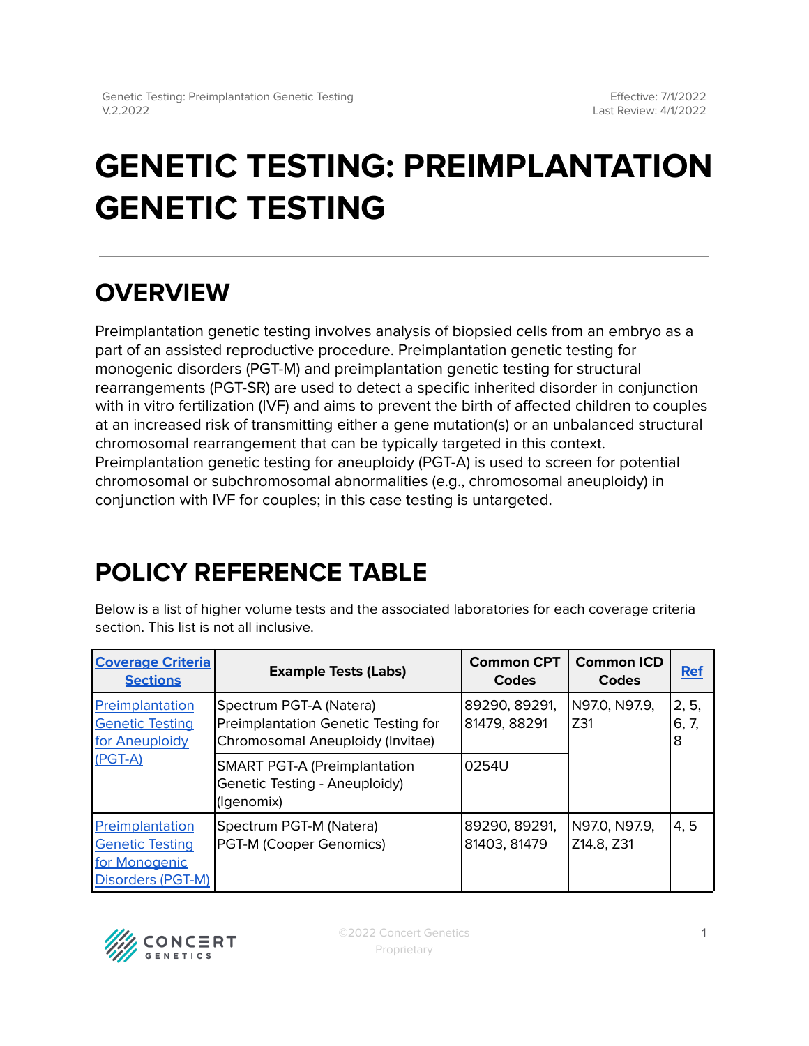# GENETIC TESTING: PREIMPLANTATION GENETIC TESTING

## OVERVIEW

Preimplantation genetic testing involves analysis of biopsied cells from an embryo as a part of an assisted reproductive procedure. Preimplantation genetic testing for monogenic disorders (PGT-M) and preimplantation genetic testing for structural rearrangements (PGT-SR) are used to detect a specific inherited disorder in conjunction with in vitro fertilization (IVF) and aims to prevent the birth of affected children to couples at an increased risk of transmitting either a gene mutation(s) or an unbalanced structural chromosomal rearrangement that can be typically targeted in this context. Preimplantation genetic testing for aneuploidy (PGT-A) is used to screen for potential chromosomal or subchromosomal abnormalities (e.g., chromosomal aneuploidy) in conjunction with IVF for couples; in this case testing is untargeted.

## POLICY REFERENCE TABLE

Below is a list of higher volume tests and the associated laboratories for each coverage criteria section. This list is not all inclusive.

| Coverage Criteria Sections | Example Tests (Labs) | Common CPT Codes | Common ICD Codes | Ref |
|---|---|---|---|---|
| Preimplantation Genetic Testing for Aneuploidy (PGT-A) | Spectrum PGT-A (Natera)<br>Preimplantation Genetic Testing for Chromosomal Aneuploidy (Invitae) | 89290, 89291, 81479, 88291 | N97.0, N97.9, Z31 | 2, 5, 6, 7, 8 |
| | SMART PGT-A (Preimplantation Genetic Testing - Aneuploidy) (Igenomix) | 0254U | | |
| Preimplantation Genetic Testing for Monogenic Disorders (PGT-M) | Spectrum PGT-M (Natera)<br>PGT-M (Cooper Genomics) | 89290, 89291, 81403, 81479 | N97.0, N97.9, Z14.8, Z31 | 4, 5 |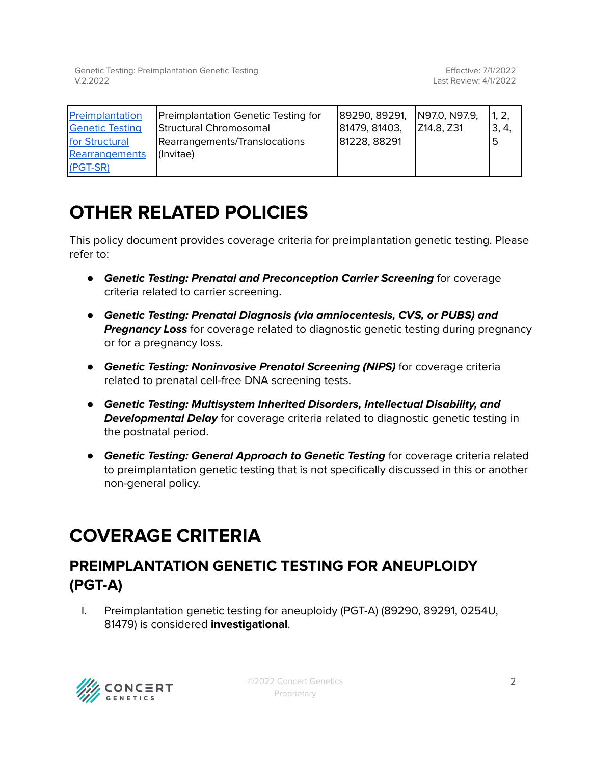| [Preimplantation Genetic Testing for Structural Rearrangements (PGT-SR)]() | Preimplantation Genetic Testing for Structural Chromosomal Rearrangements/Translocations (Invitae) | 89290, 89291, 81479, 81403, 81228, 88291 | N97.0, N97.9, Z14.8, Z31 | 1, 2, 3, 4, 5 |
|---|---|---|---|---|

# OTHER RELATED POLICIES

This policy document provides coverage criteria for preimplantation genetic testing. Please refer to:

- ***Genetic Testing: Prenatal and Preconception Carrier Screening*** for coverage criteria related to carrier screening.
- ***Genetic Testing: Prenatal Diagnosis (via amniocentesis, CVS, or PUBS) and Pregnancy Loss*** for coverage related to diagnostic genetic testing during pregnancy or for a pregnancy loss.
- ***Genetic Testing: Noninvasive Prenatal Screening (NIPS)*** for coverage criteria related to prenatal cell-free DNA screening tests.
- ***Genetic Testing: Multisystem Inherited Disorders, Intellectual Disability, and Developmental Delay*** for coverage criteria related to diagnostic genetic testing in the postnatal period.
- ***Genetic Testing: General Approach to Genetic Testing*** for coverage criteria related to preimplantation genetic testing that is not specifically discussed in this or another non-general policy.

# COVERAGE CRITERIA

## PREIMPLANTATION GENETIC TESTING FOR ANEUPLOIDY (PGT-A)

I. Preimplantation genetic testing for aneuploidy (PGT-A) (89290, 89291, 0254U, 81479) is considered **investigational**.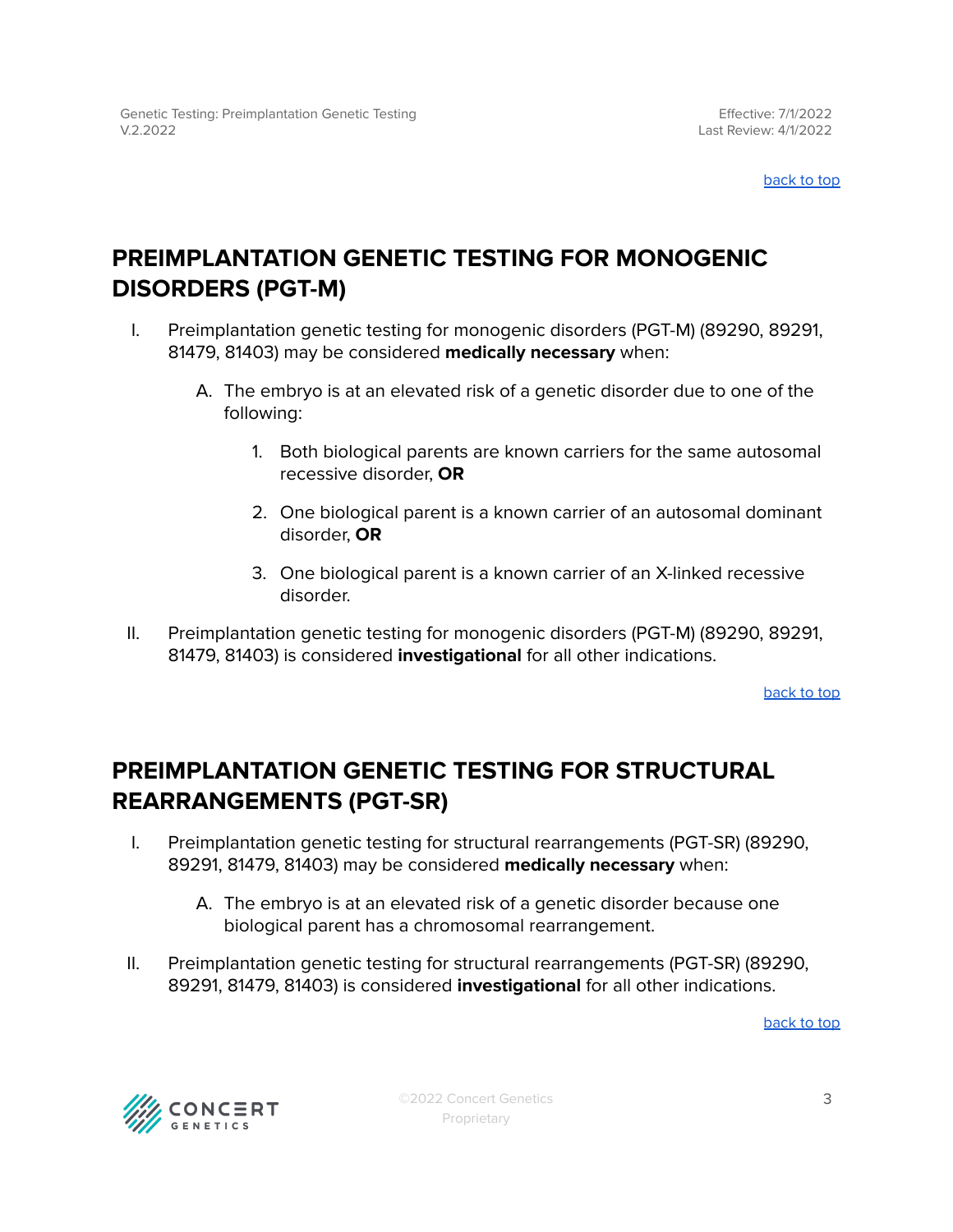## PREIMPLANTATION GENETIC TESTING FOR MONOGENIC DISORDERS (PGT-M)

I. Preimplantation genetic testing for monogenic disorders (PGT-M) (89290, 89291, 81479, 81403) may be considered **medically necessary** when:

   A. The embryo is at an elevated risk of a genetic disorder due to one of the following:

      1. Both biological parents are known carriers for the same autosomal recessive disorder, **OR**

      2. One biological parent is a known carrier of an autosomal dominant disorder, **OR**

      3. One biological parent is a known carrier of an X-linked recessive disorder.

II. Preimplantation genetic testing for monogenic disorders (PGT-M) (89290, 89291, 81479, 81403) is considered **investigational** for all other indications.

## PREIMPLANTATION GENETIC TESTING FOR STRUCTURAL REARRANGEMENTS (PGT-SR)

I. Preimplantation genetic testing for structural rearrangements (PGT-SR) (89290, 89291, 81479, 81403) may be considered **medically necessary** when:

   A. The embryo is at an elevated risk of a genetic disorder because one biological parent has a chromosomal rearrangement.

II. Preimplantation genetic testing for structural rearrangements (PGT-SR) (89290, 89291, 81479, 81403) is considered **investigational** for all other indications.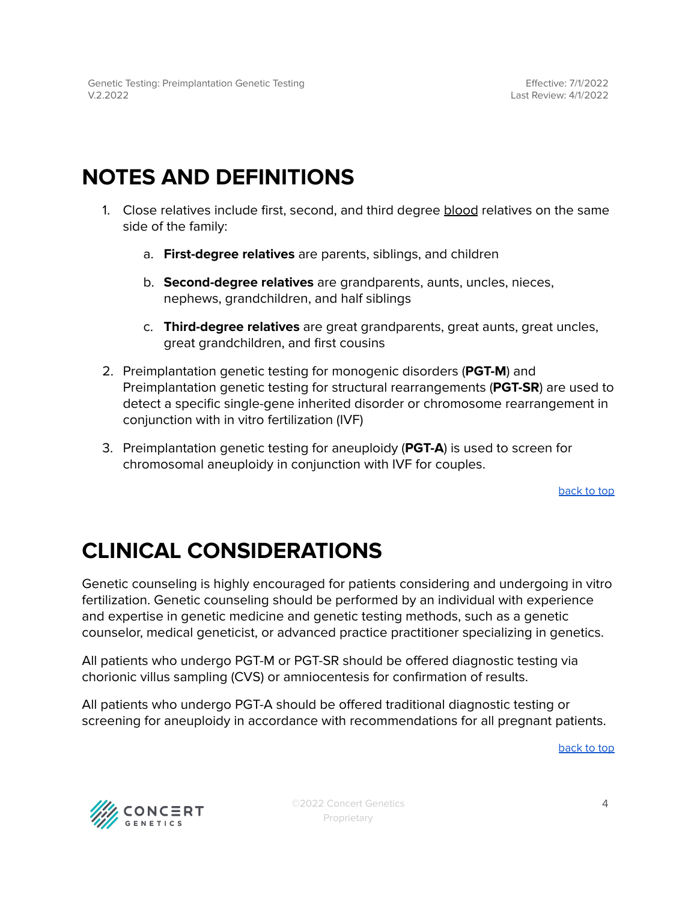# NOTES AND DEFINITIONS

1. Close relatives include first, second, and third degree blood relatives on the same side of the family:
    a. **First-degree relatives** are parents, siblings, and children
    b. **Second-degree relatives** are grandparents, aunts, uncles, nieces, nephews, grandchildren, and half siblings
    c. **Third-degree relatives** are great grandparents, great aunts, great uncles, great grandchildren, and first cousins
2. Preimplantation genetic testing for monogenic disorders (**PGT-M**) and Preimplantation genetic testing for structural rearrangements (**PGT-SR**) are used to detect a specific single-gene inherited disorder or chromosome rearrangement in conjunction with in vitro fertilization (IVF)
3. Preimplantation genetic testing for aneuploidy (**PGT-A**) is used to screen for chromosomal aneuploidy in conjunction with IVF for couples.

back to top

# CLINICAL CONSIDERATIONS

Genetic counseling is highly encouraged for patients considering and undergoing in vitro fertilization. Genetic counseling should be performed by an individual with experience and expertise in genetic medicine and genetic testing methods, such as a genetic counselor, medical geneticist, or advanced practice practitioner specializing in genetics.

All patients who undergo PGT-M or PGT-SR should be offered diagnostic testing via chorionic villus sampling (CVS) or amniocentesis for confirmation of results.

All patients who undergo PGT-A should be offered traditional diagnostic testing or screening for aneuploidy in accordance with recommendations for all pregnant patients.

back to top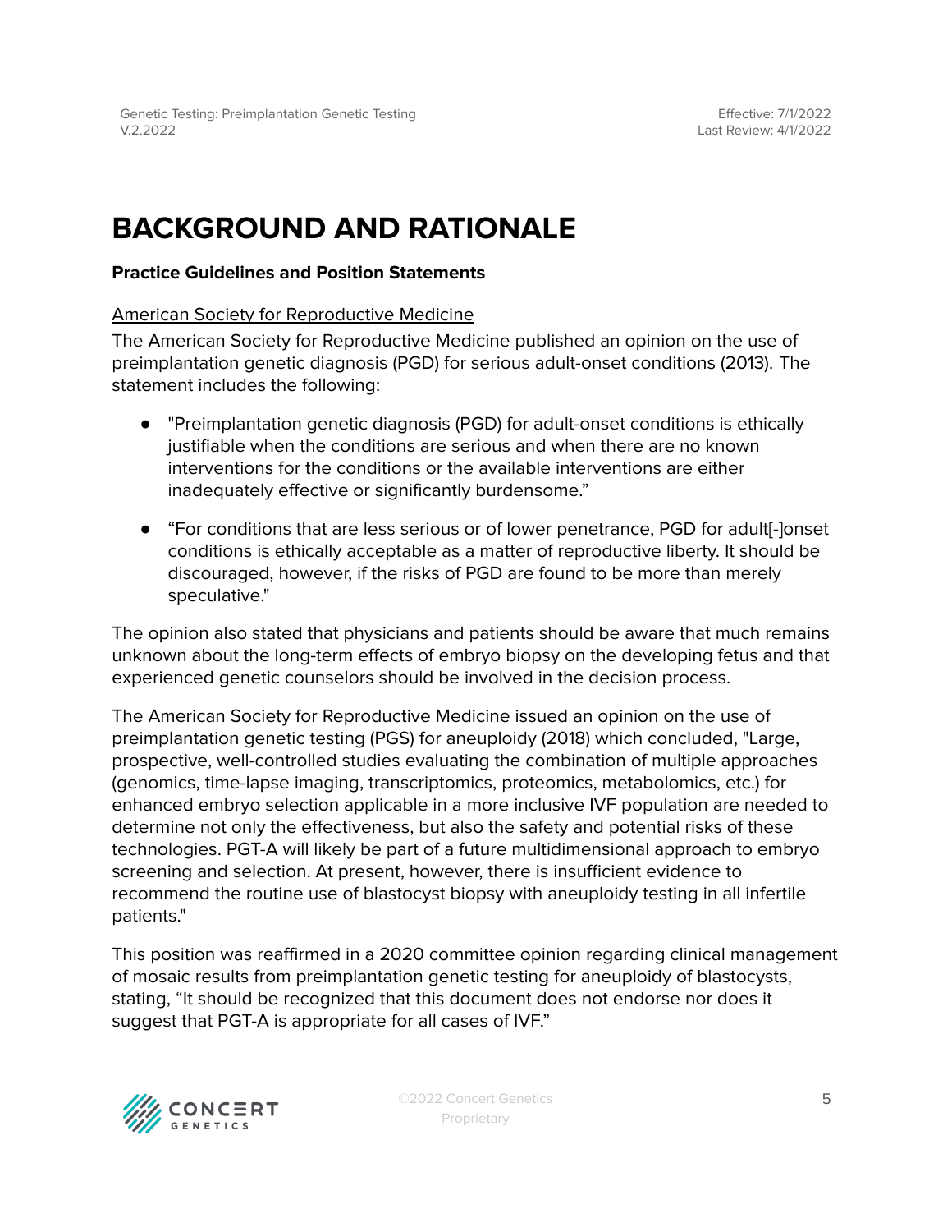# BACKGROUND AND RATIONALE

**Practice Guidelines and Position Statements**

American Society for Reproductive Medicine

The American Society for Reproductive Medicine published an opinion on the use of preimplantation genetic diagnosis (PGD) for serious adult-onset conditions (2013). The statement includes the following:

- "Preimplantation genetic diagnosis (PGD) for adult-onset conditions is ethically justifiable when the conditions are serious and when there are no known interventions for the conditions or the available interventions are either inadequately effective or significantly burdensome."
- "For conditions that are less serious or of lower penetrance, PGD for adult[-]onset conditions is ethically acceptable as a matter of reproductive liberty. It should be discouraged, however, if the risks of PGD are found to be more than merely speculative."

The opinion also stated that physicians and patients should be aware that much remains unknown about the long-term effects of embryo biopsy on the developing fetus and that experienced genetic counselors should be involved in the decision process.

The American Society for Reproductive Medicine issued an opinion on the use of preimplantation genetic testing (PGS) for aneuploidy (2018) which concluded, "Large, prospective, well-controlled studies evaluating the combination of multiple approaches (genomics, time-lapse imaging, transcriptomics, proteomics, metabolomics, etc.) for enhanced embryo selection applicable in a more inclusive IVF population are needed to determine not only the effectiveness, but also the safety and potential risks of these technologies. PGT-A will likely be part of a future multidimensional approach to embryo screening and selection. At present, however, there is insufficient evidence to recommend the routine use of blastocyst biopsy with aneuploidy testing in all infertile patients."

This position was reaffirmed in a 2020 committee opinion regarding clinical management of mosaic results from preimplantation genetic testing for aneuploidy of blastocysts, stating, "It should be recognized that this document does not endorse nor does it suggest that PGT-A is appropriate for all cases of IVF."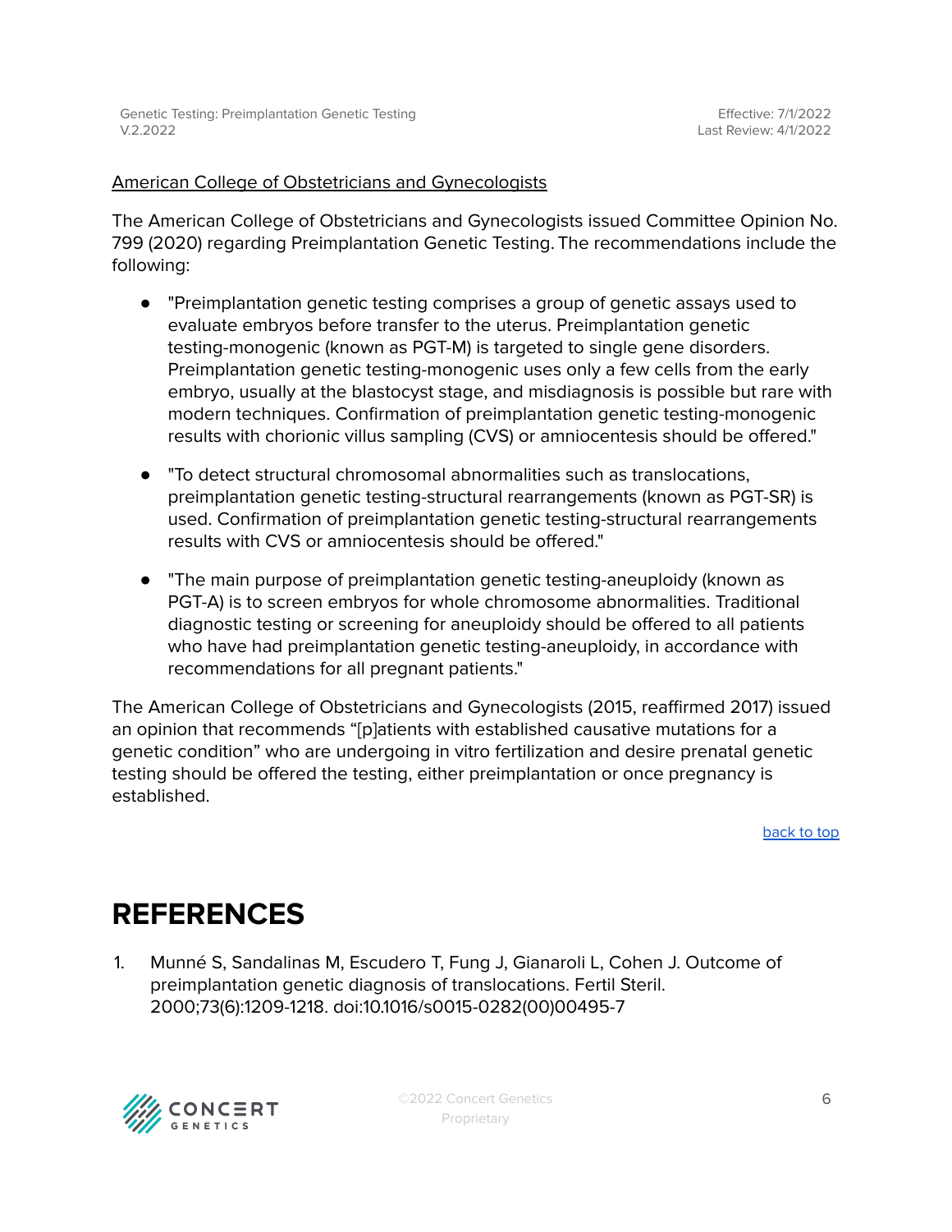American College of Obstetricians and Gynecologists

The American College of Obstetricians and Gynecologists issued Committee Opinion No. 799 (2020) regarding Preimplantation Genetic Testing. The recommendations include the following:

- "Preimplantation genetic testing comprises a group of genetic assays used to evaluate embryos before transfer to the uterus. Preimplantation genetic testing-monogenic (known as PGT-M) is targeted to single gene disorders. Preimplantation genetic testing-monogenic uses only a few cells from the early embryo, usually at the blastocyst stage, and misdiagnosis is possible but rare with modern techniques. Confirmation of preimplantation genetic testing-monogenic results with chorionic villus sampling (CVS) or amniocentesis should be offered."
- "To detect structural chromosomal abnormalities such as translocations, preimplantation genetic testing-structural rearrangements (known as PGT-SR) is used. Confirmation of preimplantation genetic testing-structural rearrangements results with CVS or amniocentesis should be offered."
- "The main purpose of preimplantation genetic testing-aneuploidy (known as PGT-A) is to screen embryos for whole chromosome abnormalities. Traditional diagnostic testing or screening for aneuploidy should be offered to all patients who have had preimplantation genetic testing-aneuploidy, in accordance with recommendations for all pregnant patients."

The American College of Obstetricians and Gynecologists (2015, reaffirmed 2017) issued an opinion that recommends "[p]atients with established causative mutations for a genetic condition" who are undergoing in vitro fertilization and desire prenatal genetic testing should be offered the testing, either preimplantation or once pregnancy is established.

back to top

# REFERENCES

1. Munné S, Sandalinas M, Escudero T, Fung J, Gianaroli L, Cohen J. Outcome of preimplantation genetic diagnosis of translocations. Fertil Steril. 2000;73(6):1209-1218. doi:10.1016/s0015-0282(00)00495-7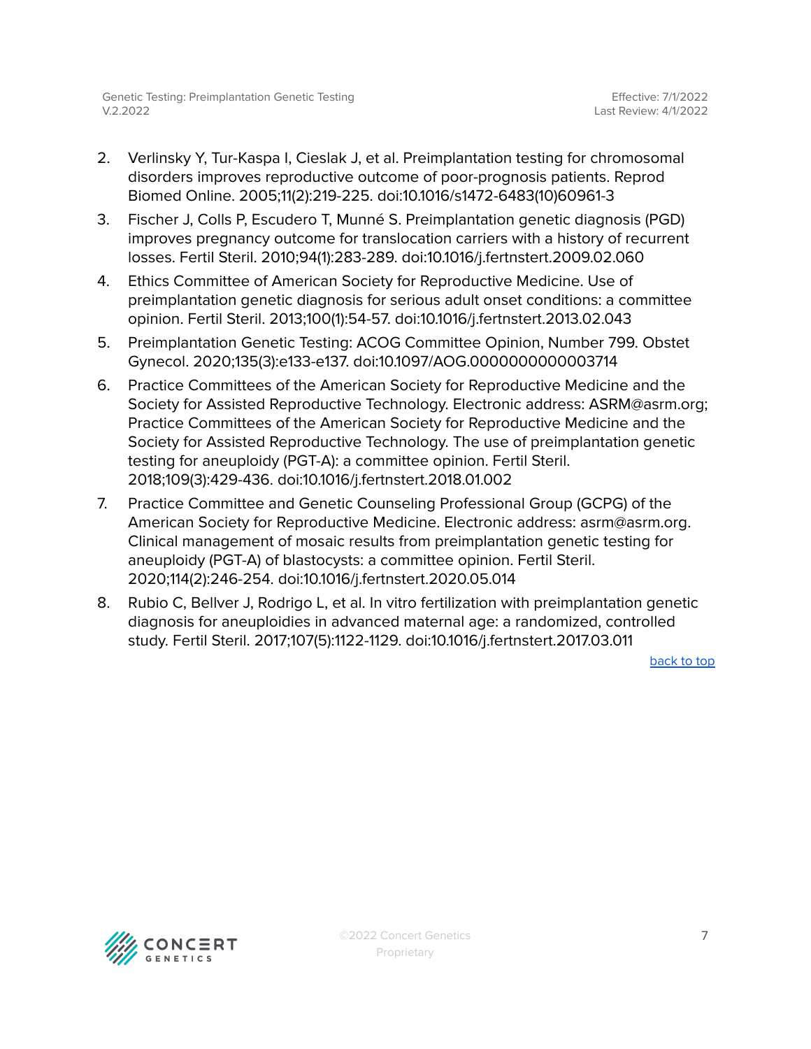2. Verlinsky Y, Tur-Kaspa I, Cieslak J, et al. Preimplantation testing for chromosomal disorders improves reproductive outcome of poor-prognosis patients. Reprod Biomed Online. 2005;11(2):219-225. doi:10.1016/s1472-6483(10)60961-3
3. Fischer J, Colls P, Escudero T, Munné S. Preimplantation genetic diagnosis (PGD) improves pregnancy outcome for translocation carriers with a history of recurrent losses. Fertil Steril. 2010;94(1):283-289. doi:10.1016/j.fertnstert.2009.02.060
4. Ethics Committee of American Society for Reproductive Medicine. Use of preimplantation genetic diagnosis for serious adult onset conditions: a committee opinion. Fertil Steril. 2013;100(1):54-57. doi:10.1016/j.fertnstert.2013.02.043
5. Preimplantation Genetic Testing: ACOG Committee Opinion, Number 799. Obstet Gynecol. 2020;135(3):e133-e137. doi:10.1097/AOG.0000000000003714
6. Practice Committees of the American Society for Reproductive Medicine and the Society for Assisted Reproductive Technology. Electronic address: ASRM@asrm.org; Practice Committees of the American Society for Reproductive Medicine and the Society for Assisted Reproductive Technology. The use of preimplantation genetic testing for aneuploidy (PGT-A): a committee opinion. Fertil Steril. 2018;109(3):429-436. doi:10.1016/j.fertnstert.2018.01.002
7. Practice Committee and Genetic Counseling Professional Group (GCPG) of the American Society for Reproductive Medicine. Electronic address: asrm@asrm.org. Clinical management of mosaic results from preimplantation genetic testing for aneuploidy (PGT-A) of blastocysts: a committee opinion. Fertil Steril. 2020;114(2):246-254. doi:10.1016/j.fertnstert.2020.05.014
8. Rubio C, Bellver J, Rodrigo L, et al. In vitro fertilization with preimplantation genetic diagnosis for aneuploidies in advanced maternal age: a randomized, controlled study. Fertil Steril. 2017;107(5):1122-1129. doi:10.1016/j.fertnstert.2017.03.011

back to top